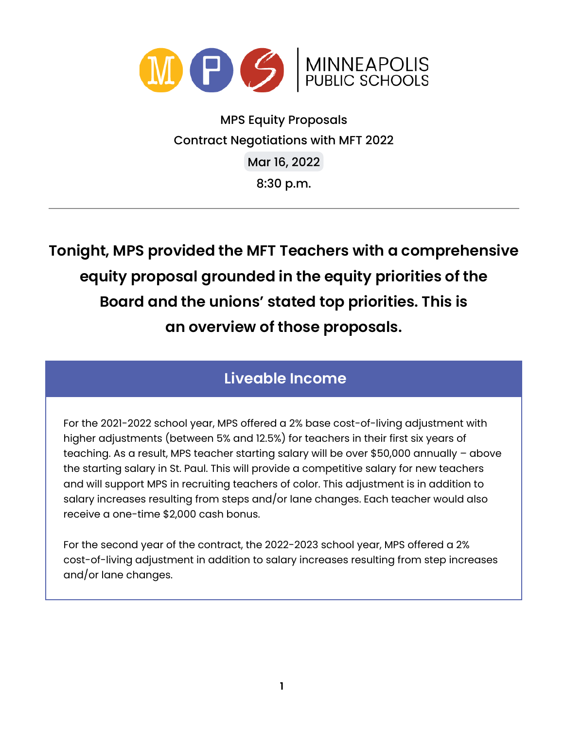MINNEAPOLIS PUBLIC SCHOOLS

MPS Equity Proposals

Contract Negotiations with MFT 2022

Mar 16, 2022

8:30 p.m.

---

**Tonight, MPS provided the MFT Teachers with a comprehensive equity proposal grounded in the equity priorities of the Board and the unions' stated top priorities. This is an overview of those proposals.**

## Liveable Income

For the 2021-2022 school year, MPS offered a 2% base cost-of-living adjustment with higher adjustments (between 5% and 12.5%) for teachers in their first six years of teaching. As a result, MPS teacher starting salary will be over $50,000 annually – above the starting salary in St. Paul. This will provide a competitive salary for new teachers and will support MPS in recruiting teachers of color. This adjustment is in addition to salary increases resulting from steps and/or lane changes. Each teacher would also receive a one-time $2,000 cash bonus.

For the second year of the contract, the 2022-2023 school year, MPS offered a 2% cost-of-living adjustment in addition to salary increases resulting from step increases and/or lane changes.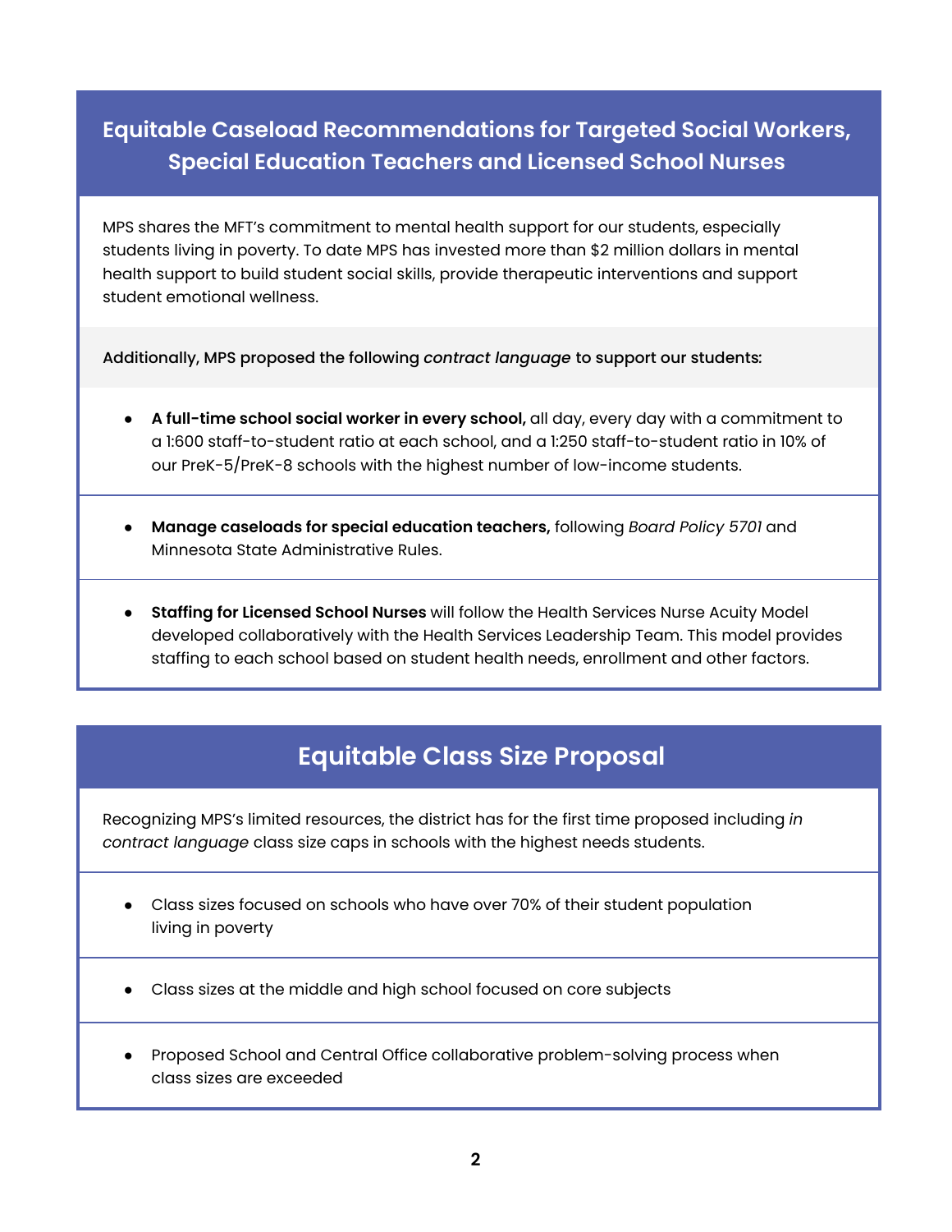## Equitable Caseload Recommendations for Targeted Social Workers, Special Education Teachers and Licensed School Nurses

MPS shares the MFT's commitment to mental health support for our students, especially students living in poverty. To date MPS has invested more than $2 million dollars in mental health support to build student social skills, provide therapeutic interventions and support student emotional wellness.

Additionally, MPS proposed the following *contract language* to support our students:

- **A full-time school social worker in every school,** all day, every day with a commitment to a 1:600 staff-to-student ratio at each school, and a 1:250 staff-to-student ratio in 10% of our PreK-5/PreK-8 schools with the highest number of low-income students.
- **Manage caseloads for special education teachers,** following *Board Policy 5701* and Minnesota State Administrative Rules.
- **Staffing for Licensed School Nurses** will follow the Health Services Nurse Acuity Model developed collaboratively with the Health Services Leadership Team. This model provides staffing to each school based on student health needs, enrollment and other factors.

## Equitable Class Size Proposal

Recognizing MPS's limited resources, the district has for the first time proposed including *in contract language* class size caps in schools with the highest needs students.

- Class sizes focused on schools who have over 70% of their student population living in poverty
- Class sizes at the middle and high school focused on core subjects
- Proposed School and Central Office collaborative problem-solving process when class sizes are exceeded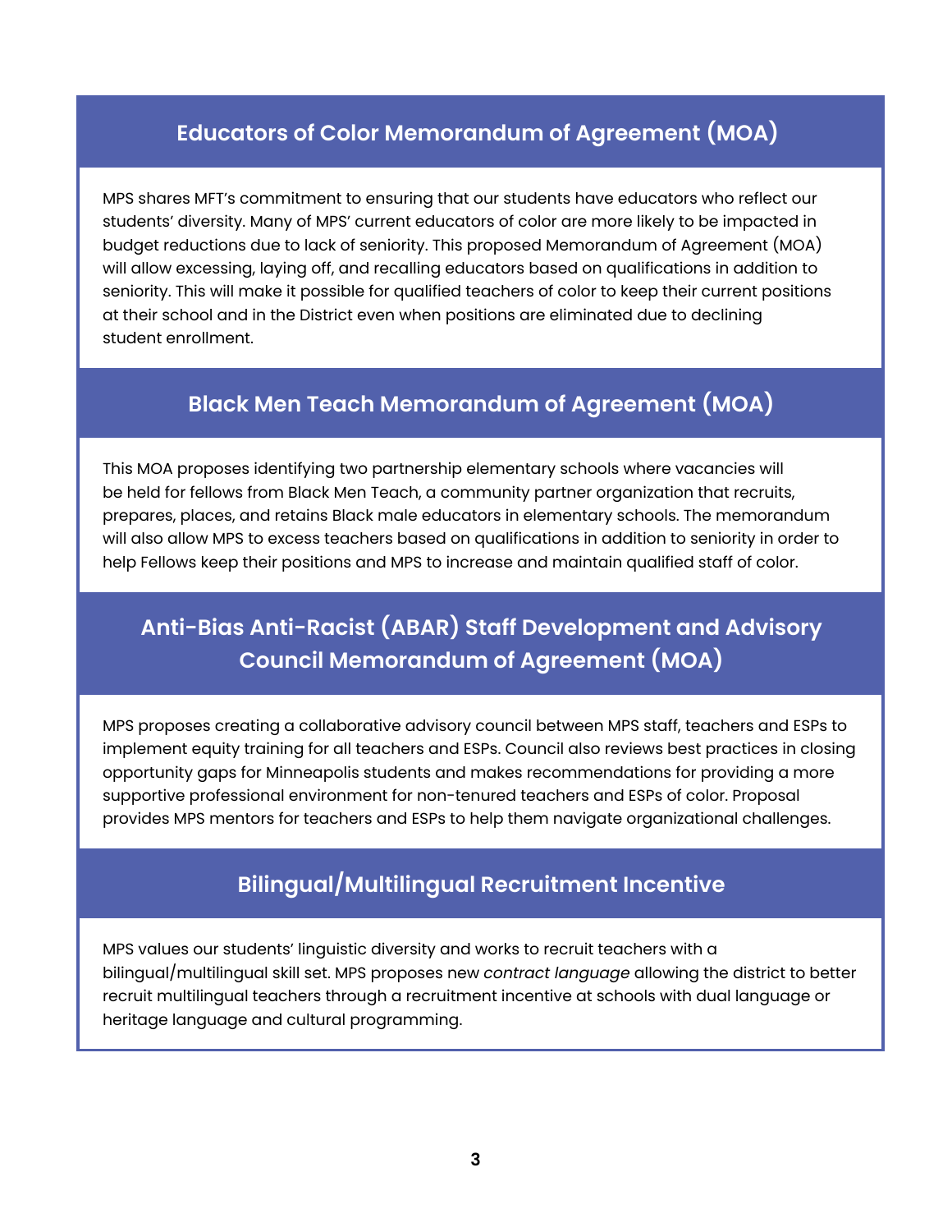## Educators of Color Memorandum of Agreement (MOA)

MPS shares MFT's commitment to ensuring that our students have educators who reflect our students' diversity. Many of MPS' current educators of color are more likely to be impacted in budget reductions due to lack of seniority. This proposed Memorandum of Agreement (MOA) will allow excessing, laying off, and recalling educators based on qualifications in addition to seniority. This will make it possible for qualified teachers of color to keep their current positions at their school and in the District even when positions are eliminated due to declining student enrollment.

## Black Men Teach Memorandum of Agreement (MOA)

This MOA proposes identifying two partnership elementary schools where vacancies will be held for fellows from Black Men Teach, a community partner organization that recruits, prepares, places, and retains Black male educators in elementary schools. The memorandum will also allow MPS to excess teachers based on qualifications in addition to seniority in order to help Fellows keep their positions and MPS to increase and maintain qualified staff of color.

## Anti-Bias Anti-Racist (ABAR) Staff Development and Advisory Council Memorandum of Agreement (MOA)

MPS proposes creating a collaborative advisory council between MPS staff, teachers and ESPs to implement equity training for all teachers and ESPs. Council also reviews best practices in closing opportunity gaps for Minneapolis students and makes recommendations for providing a more supportive professional environment for non-tenured teachers and ESPs of color. Proposal provides MPS mentors for teachers and ESPs to help them navigate organizational challenges.

## Bilingual/Multilingual Recruitment Incentive

MPS values our students' linguistic diversity and works to recruit teachers with a bilingual/multilingual skill set. MPS proposes new *contract language* allowing the district to better recruit multilingual teachers through a recruitment incentive at schools with dual language or heritage language and cultural programming.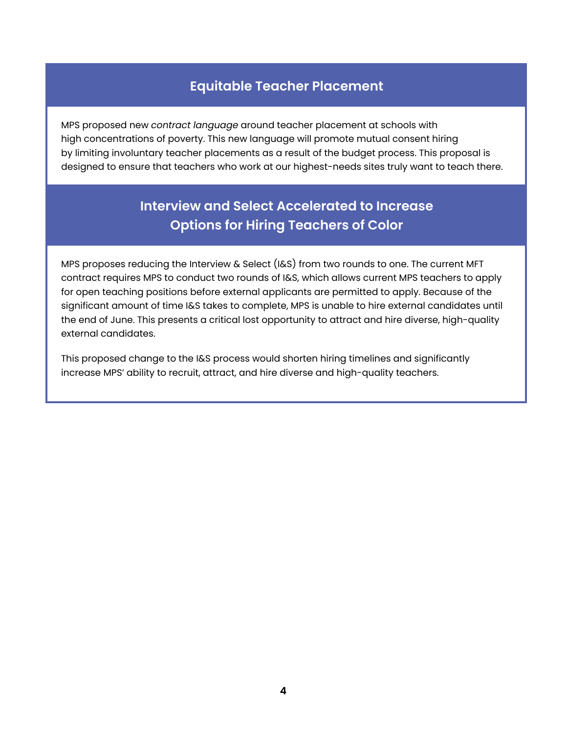## Equitable Teacher Placement

MPS proposed new *contract language* around teacher placement at schools with high concentrations of poverty. This new language will promote mutual consent hiring by limiting involuntary teacher placements as a result of the budget process. This proposal is designed to ensure that teachers who work at our highest-needs sites truly want to teach there.

## Interview and Select Accelerated to Increase Options for Hiring Teachers of Color

MPS proposes reducing the Interview & Select (I&S) from two rounds to one. The current MFT contract requires MPS to conduct two rounds of I&S, which allows current MPS teachers to apply for open teaching positions before external applicants are permitted to apply. Because of the significant amount of time I&S takes to complete, MPS is unable to hire external candidates until the end of June. This presents a critical lost opportunity to attract and hire diverse, high-quality external candidates.

This proposed change to the I&S process would shorten hiring timelines and significantly increase MPS' ability to recruit, attract, and hire diverse and high-quality teachers.